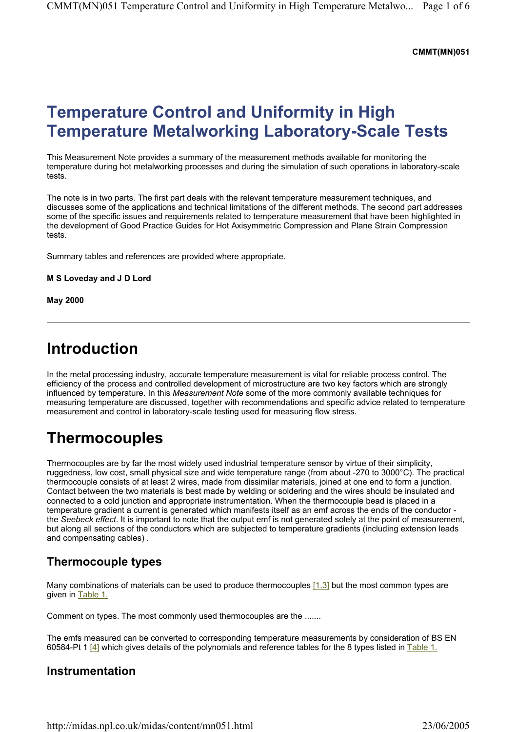**CMMT(MN)051**

# Temperature Control and Uniformity in High Temperature Metalworking Laboratory-Scale Tests

This Measurement Note provides a summary of the measurement methods available for monitoring the temperature during hot metalworking processes and during the simulation of such operations in laboratory-scale tests.

The note is in two parts. The first part deals with the relevant temperature measurement techniques, and discusses some of the applications and technical limitations of the different methods. The second part addresses some of the specific issues and requirements related to temperature measurement that have been highlighted in the development of Good Practice Guides for Hot Axisymmetric Compression and Plane Strain Compression tests.

Summary tables and references are provided where appropriate.

**M S Loveday and J D Lord**

**May 2000**

---

# Introduction

In the metal processing industry, accurate temperature measurement is vital for reliable process control. The efficiency of the process and controlled development of microstructure are two key factors which are strongly influenced by temperature. In this *Measurement Note* some of the more commonly available techniques for measuring temperature are discussed, together with recommendations and specific advice related to temperature measurement and control in laboratory-scale testing used for measuring flow stress.

# Thermocouples

Thermocouples are by far the most widely used industrial temperature sensor by virtue of their simplicity, ruggedness, low cost, small physical size and wide temperature range (from about -270 to 3000°C). The practical thermocouple consists of at least 2 wires, made from dissimilar materials, joined at one end to form a junction. Contact between the two materials is best made by welding or soldering and the wires should be insulated and connected to a cold junction and appropriate instrumentation. When the thermocouple bead is placed in a temperature gradient a current is generated which manifests itself as an emf across the ends of the conductor - the *Seebeck effect*. It is important to note that the output emf is not generated solely at the point of measurement, but along all sections of the conductors which are subjected to temperature gradients (including extension leads and compensating cables) .

## Thermocouple types

Many combinations of materials can be used to produce thermocouples [1,3] but the most common types are given in Table 1.

Comment on types. The most commonly used thermocouples are the .......

The emfs measured can be converted to corresponding temperature measurements by consideration of BS EN 60584-Pt 1 [4] which gives details of the polynomials and reference tables for the 8 types listed in Table 1.

## Instrumentation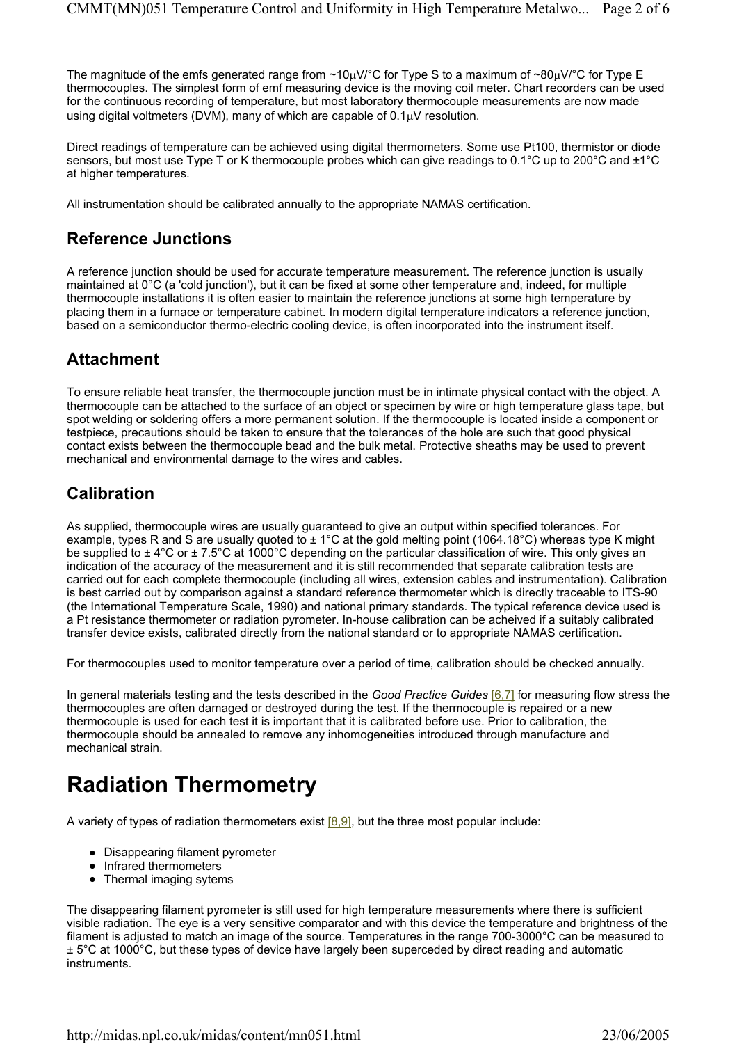The magnitude of the emfs generated range from ~10μV/°C for Type S to a maximum of ~80μV/°C for Type E thermocouples. The simplest form of emf measuring device is the moving coil meter. Chart recorders can be used for the continuous recording of temperature, but most laboratory thermocouple measurements are now made using digital voltmeters (DVM), many of which are capable of 0.1μV resolution.

Direct readings of temperature can be achieved using digital thermometers. Some use Pt100, thermistor or diode sensors, but most use Type T or K thermocouple probes which can give readings to 0.1°C up to 200°C and ±1°C at higher temperatures.

All instrumentation should be calibrated annually to the appropriate NAMAS certification.

## Reference Junctions

A reference junction should be used for accurate temperature measurement. The reference junction is usually maintained at 0°C (a 'cold junction'), but it can be fixed at some other temperature and, indeed, for multiple thermocouple installations it is often easier to maintain the reference junctions at some high temperature by placing them in a furnace or temperature cabinet. In modern digital temperature indicators a reference junction, based on a semiconductor thermo-electric cooling device, is often incorporated into the instrument itself.

## Attachment

To ensure reliable heat transfer, the thermocouple junction must be in intimate physical contact with the object. A thermocouple can be attached to the surface of an object or specimen by wire or high temperature glass tape, but spot welding or soldering offers a more permanent solution. If the thermocouple is located inside a component or testpiece, precautions should be taken to ensure that the tolerances of the hole are such that good physical contact exists between the thermocouple bead and the bulk metal. Protective sheaths may be used to prevent mechanical and environmental damage to the wires and cables.

## Calibration

As supplied, thermocouple wires are usually guaranteed to give an output within specified tolerances. For example, types R and S are usually quoted to ± 1°C at the gold melting point (1064.18°C) whereas type K might be supplied to ± 4°C or ± 7.5°C at 1000°C depending on the particular classification of wire. This only gives an indication of the accuracy of the measurement and it is still recommended that separate calibration tests are carried out for each complete thermocouple (including all wires, extension cables and instrumentation). Calibration is best carried out by comparison against a standard reference thermometer which is directly traceable to ITS-90 (the International Temperature Scale, 1990) and national primary standards. The typical reference device used is a Pt resistance thermometer or radiation pyrometer. In-house calibration can be acheived if a suitably calibrated transfer device exists, calibrated directly from the national standard or to appropriate NAMAS certification.

For thermocouples used to monitor temperature over a period of time, calibration should be checked annually.

In general materials testing and the tests described in the *Good Practice Guides* [6,7] for measuring flow stress the thermocouples are often damaged or destroyed during the test. If the thermocouple is repaired or a new thermocouple is used for each test it is important that it is calibrated before use. Prior to calibration, the thermocouple should be annealed to remove any inhomogeneities introduced through manufacture and mechanical strain.

# Radiation Thermometry

A variety of types of radiation thermometers exist [8,9], but the three most popular include:

- Disappearing filament pyrometer
- Infrared thermometers
- Thermal imaging sytems

The disappearing filament pyrometer is still used for high temperature measurements where there is sufficient visible radiation. The eye is a very sensitive comparator and with this device the temperature and brightness of the filament is adjusted to match an image of the source. Temperatures in the range 700-3000°C can be measured to ± 5°C at 1000°C, but these types of device have largely been superceded by direct reading and automatic instruments.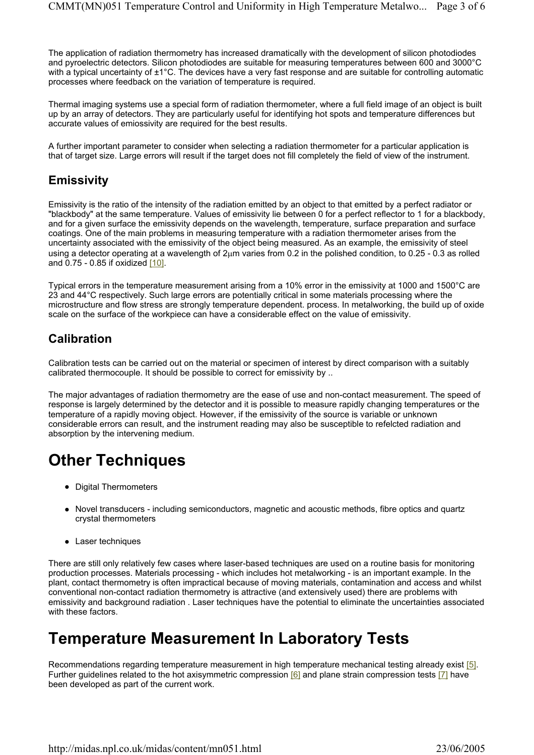The application of radiation thermometry has increased dramatically with the development of silicon photodiodes and pyroelectric detectors. Silicon photodiodes are suitable for measuring temperatures between 600 and 3000°C with a typical uncertainty of ±1°C. The devices have a very fast response and are suitable for controlling automatic processes where feedback on the variation of temperature is required.

Thermal imaging systems use a special form of radiation thermometer, where a full field image of an object is built up by an array of detectors. They are particularly useful for identifying hot spots and temperature differences but accurate values of emiossivity are required for the best results.

A further important parameter to consider when selecting a radiation thermometer for a particular application is that of target size. Large errors will result if the target does not fill completely the field of view of the instrument.

## Emissivity

Emissivity is the ratio of the intensity of the radiation emitted by an object to that emitted by a perfect radiator or "blackbody" at the same temperature. Values of emissivity lie between 0 for a perfect reflector to 1 for a blackbody, and for a given surface the emissivity depends on the wavelength, temperature, surface preparation and surface coatings. One of the main problems in measuring temperature with a radiation thermometer arises from the uncertainty associated with the emissivity of the object being measured. As an example, the emissivity of steel using a detector operating at a wavelength of 2μm varies from 0.2 in the polished condition, to 0.25 - 0.3 as rolled and 0.75 - 0.85 if oxidized [10].

Typical errors in the temperature measurement arising from a 10% error in the emissivity at 1000 and 1500°C are 23 and 44°C respectively. Such large errors are potentially critical in some materials processing where the microstructure and flow stress are strongly temperature dependent. process. In metalworking, the build up of oxide scale on the surface of the workpiece can have a considerable effect on the value of emissivity.

## Calibration

Calibration tests can be carried out on the material or specimen of interest by direct comparison with a suitably calibrated thermocouple. It should be possible to correct for emissivity by ..

The major advantages of radiation thermometry are the ease of use and non-contact measurement. The speed of response is largely determined by the detector and it is possible to measure rapidly changing temperatures or the temperature of a rapidly moving object. However, if the emissivity of the source is variable or unknown considerable errors can result, and the instrument reading may also be susceptible to refelcted radiation and absorption by the intervening medium.

# Other Techniques

- Digital Thermometers
- Novel transducers - including semiconductors, magnetic and acoustic methods, fibre optics and quartz crystal thermometers
- Laser techniques

There are still only relatively few cases where laser-based techniques are used on a routine basis for monitoring production processes. Materials processing - which includes hot metalworking - is an important example. In the plant, contact thermometry is often impractical because of moving materials, contamination and access and whilst conventional non-contact radiation thermometry is attractive (and extensively used) there are problems with emissivity and background radiation . Laser techniques have the potential to eliminate the uncertainties associated with these factors.

# Temperature Measurement In Laboratory Tests

Recommendations regarding temperature measurement in high temperature mechanical testing already exist [5]. Further guidelines related to the hot axisymmetric compression [6] and plane strain compression tests [7] have been developed as part of the current work.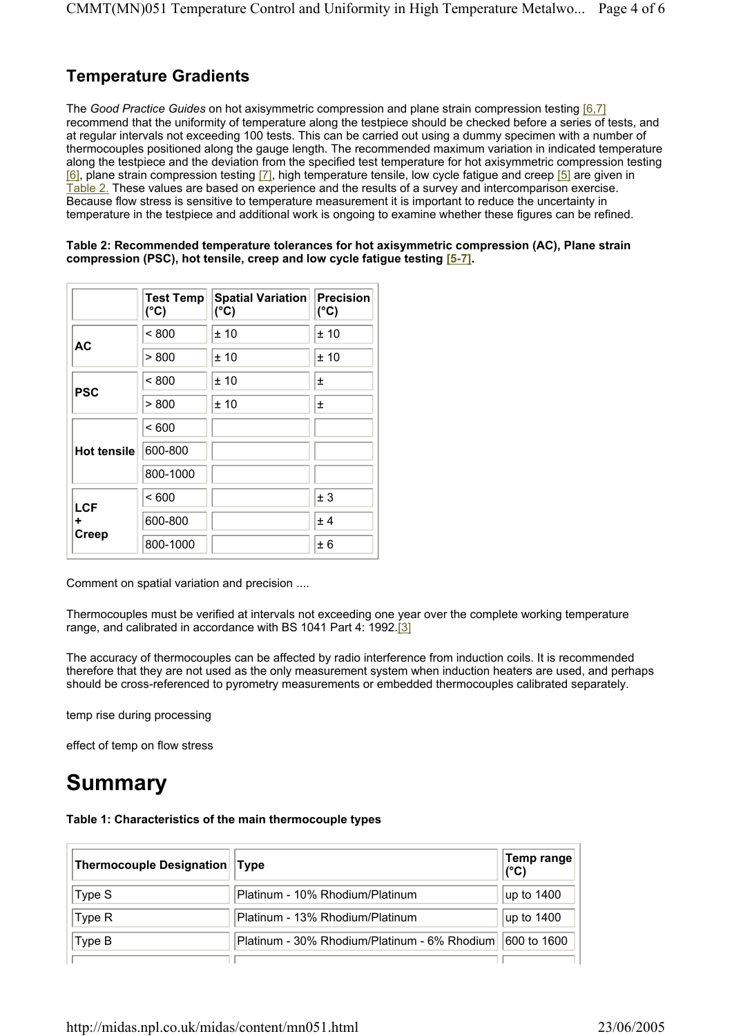## Temperature Gradients

The *Good Practice Guides* on hot axisymmetric compression and plane strain compression testing [6,7] recommend that the uniformity of temperature along the testpiece should be checked before a series of tests, and at regular intervals not exceeding 100 tests. This can be carried out using a dummy specimen with a number of thermocouples positioned along the gauge length. The recommended maximum variation in indicated temperature along the testpiece and the deviation from the specified test temperature for hot axisymmetric compression testing [6], plane strain compression testing [7], high temperature tensile, low cycle fatigue and creep [5] are given in Table 2. These values are based on experience and the results of a survey and intercomparison exercise. Because flow stress is sensitive to temperature measurement it is important to reduce the uncertainty in temperature in the testpiece and additional work is ongoing to examine whether these figures can be refined.

**Table 2: Recommended temperature tolerances for hot axisymmetric compression (AC), Plane strain compression (PSC), hot tensile, creep and low cycle fatigue testing [5-7].**

| | Test Temp (°C) | Spatial Variation (°C) | Precision (°C) |
|---|---|---|---|
| AC | < 800 | ± 10 | ± 10 |
| | > 800 | ± 10 | ± 10 |
| PSC | < 800 | ± 10 | ± |
| | > 800 | ± 10 | ± |
| Hot tensile | < 600 | | |
| | 600-800 | | |
| | 800-1000 | | |
| LCF + Creep | < 600 | | ± 3 |
| | 600-800 | | ± 4 |
| | 800-1000 | | ± 6 |

Comment on spatial variation and precision ....

Thermocouples must be verified at intervals not exceeding one year over the complete working temperature range, and calibrated in accordance with BS 1041 Part 4: 1992.[3]

The accuracy of thermocouples can be affected by radio interference from induction coils. It is recommended therefore that they are not used as the only measurement system when induction heaters are used, and perhaps should be cross-referenced to pyrometry measurements or embedded thermocouples calibrated separately.

temp rise during processing

effect of temp on flow stress

# Summary

**Table 1: Characteristics of the main thermocouple types**

| Thermocouple Designation | Type | Temp range (°C) |
|---|---|---|
| Type S | Platinum - 10% Rhodium/Platinum | up to 1400 |
| Type R | Platinum - 13% Rhodium/Platinum | up to 1400 |
| Type B | Platinum - 30% Rhodium/Platinum - 6% Rhodium | 600 to 1600 |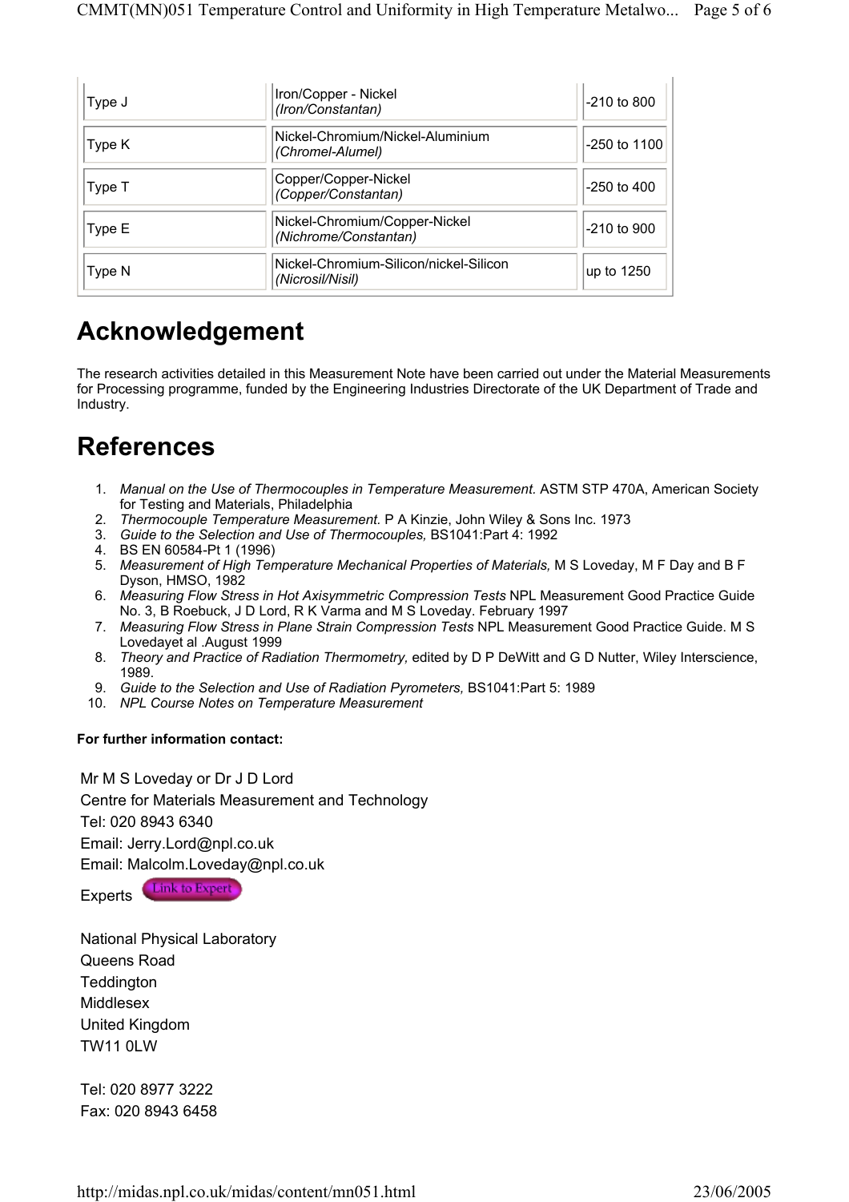| | | |
|---|---|---|
| Type J | Iron/Copper - Nickel *(Iron/Constantan)* | -210 to 800 |
| Type K | Nickel-Chromium/Nickel-Aluminium *(Chromel-Alumel)* | -250 to 1100 |
| Type T | Copper/Copper-Nickel *(Copper/Constantan)* | -250 to 400 |
| Type E | Nickel-Chromium/Copper-Nickel *(Nichrome/Constantan)* | -210 to 900 |
| Type N | Nickel-Chromium-Silicon/nickel-Silicon *(Nicrosil/Nisil)* | up to 1250 |

# Acknowledgement

The research activities detailed in this Measurement Note have been carried out under the Material Measurements for Processing programme, funded by the Engineering Industries Directorate of the UK Department of Trade and Industry.

# References

1. *Manual on the Use of Thermocouples in Temperature Measurement.* ASTM STP 470A, American Society for Testing and Materials, Philadelphia
2. *Thermocouple Temperature Measurement.* P A Kinzie, John Wiley & Sons Inc. 1973
3. *Guide to the Selection and Use of Thermocouples,* BS1041:Part 4: 1992
4. BS EN 60584-Pt 1 (1996)
5. *Measurement of High Temperature Mechanical Properties of Materials,* M S Loveday, M F Day and B F Dyson, HMSO, 1982
6. *Measuring Flow Stress in Hot Axisymmetric Compression Tests* NPL Measurement Good Practice Guide No. 3, B Roebuck, J D Lord, R K Varma and M S Loveday. February 1997
7. *Measuring Flow Stress in Plane Strain Compression Tests* NPL Measurement Good Practice Guide. M S Lovedayet al .August 1999
8. *Theory and Practice of Radiation Thermometry,* edited by D P DeWitt and G D Nutter, Wiley Interscience, 1989.
9. *Guide to the Selection and Use of Radiation Pyrometers,* BS1041:Part 5: 1989
10. *NPL Course Notes on Temperature Measurement*

**For further information contact:**

Mr M S Loveday or Dr J D Lord
Centre for Materials Measurement and Technology
Tel: 020 8943 6340
Email: Jerry.Lord@npl.co.uk
Email: Malcolm.Loveday@npl.co.uk
Experts Link to Expert

National Physical Laboratory
Queens Road
Teddington
Middlesex
United Kingdom
TW11 0LW

Tel: 020 8977 3222
Fax: 020 8943 6458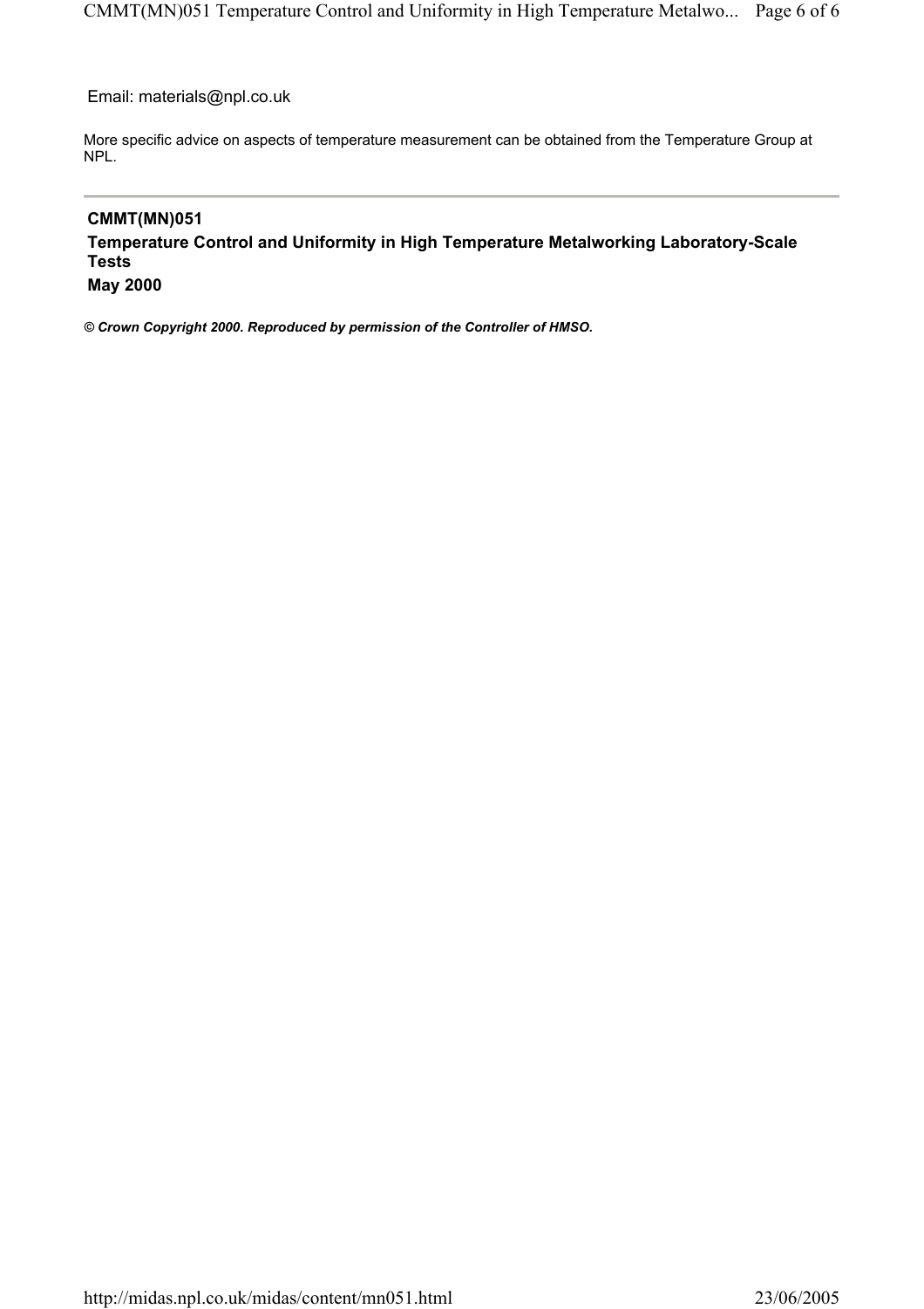Email: materials@npl.co.uk

More specific advice on aspects of temperature measurement can be obtained from the Temperature Group at NPL.

---

**CMMT(MN)051**

**Temperature Control and Uniformity in High Temperature Metalworking Laboratory-Scale Tests**

**May 2000**

***© Crown Copyright 2000. Reproduced by permission of the Controller of HMSO.***